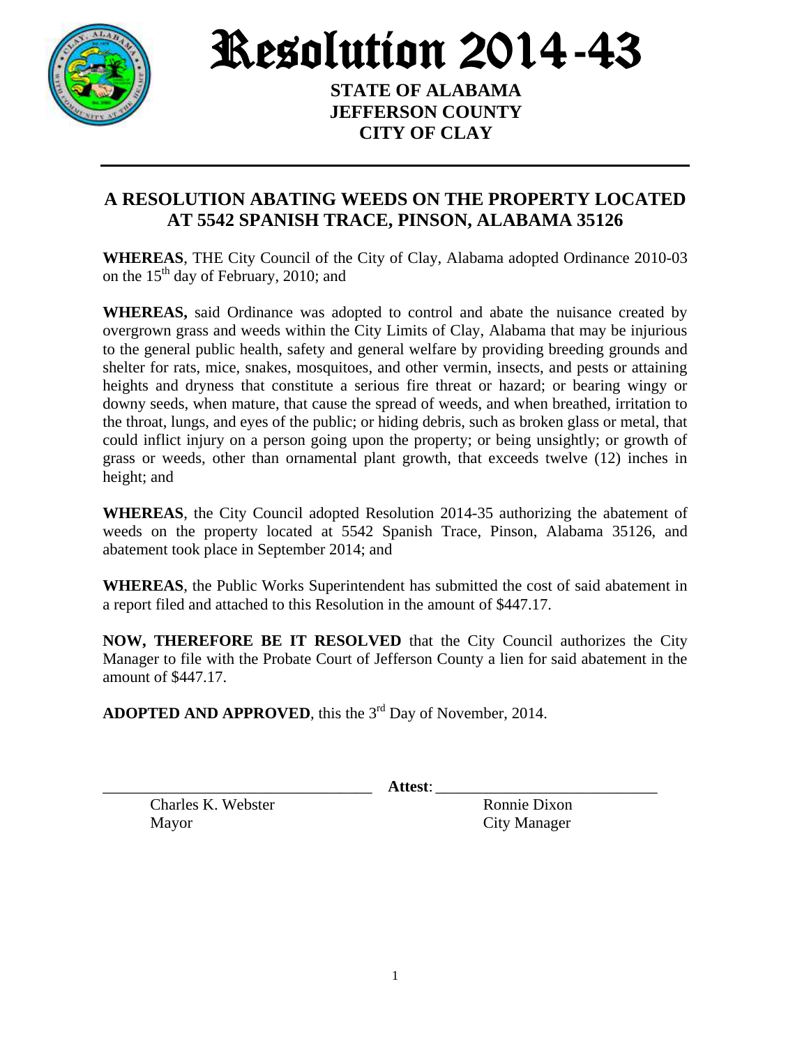# Resolution 2014-43

**STATE OF ALABAMA**
**JEFFERSON COUNTY**
**CITY OF CLAY**

---

## A RESOLUTION ABATING WEEDS ON THE PROPERTY LOCATED AT 5542 SPANISH TRACE, PINSON, ALABAMA 35126

**WHEREAS**, THE City Council of the City of Clay, Alabama adopted Ordinance 2010-03 on the 15th day of February, 2010; and

**WHEREAS,** said Ordinance was adopted to control and abate the nuisance created by overgrown grass and weeds within the City Limits of Clay, Alabama that may be injurious to the general public health, safety and general welfare by providing breeding grounds and shelter for rats, mice, snakes, mosquitoes, and other vermin, insects, and pests or attaining heights and dryness that constitute a serious fire threat or hazard; or bearing wingy or downy seeds, when mature, that cause the spread of weeds, and when breathed, irritation to the throat, lungs, and eyes of the public; or hiding debris, such as broken glass or metal, that could inflict injury on a person going upon the property; or being unsightly; or growth of grass or weeds, other than ornamental plant growth, that exceeds twelve (12) inches in height; and

**WHEREAS**, the City Council adopted Resolution 2014-35 authorizing the abatement of weeds on the property located at 5542 Spanish Trace, Pinson, Alabama 35126, and abatement took place in September 2014; and

**WHEREAS**, the Public Works Superintendent has submitted the cost of said abatement in a report filed and attached to this Resolution in the amount of $447.17.

**NOW, THEREFORE BE IT RESOLVED** that the City Council authorizes the City Manager to file with the Probate Court of Jefferson County a lien for said abatement in the amount of $447.17.

**ADOPTED AND APPROVED**, this the 3rd Day of November, 2014.

\_\_\_\_\_\_\_\_\_\_\_\_\_\_\_\_\_\_\_\_\_\_\_\_\_\_\_\_\_\_\_\_ **Attest**: \_\_\_\_\_\_\_\_\_\_\_\_\_\_\_\_\_\_\_\_\_\_\_\_\_\_\_\_

Charles K. Webster
Mayor

Ronnie Dixon
City Manager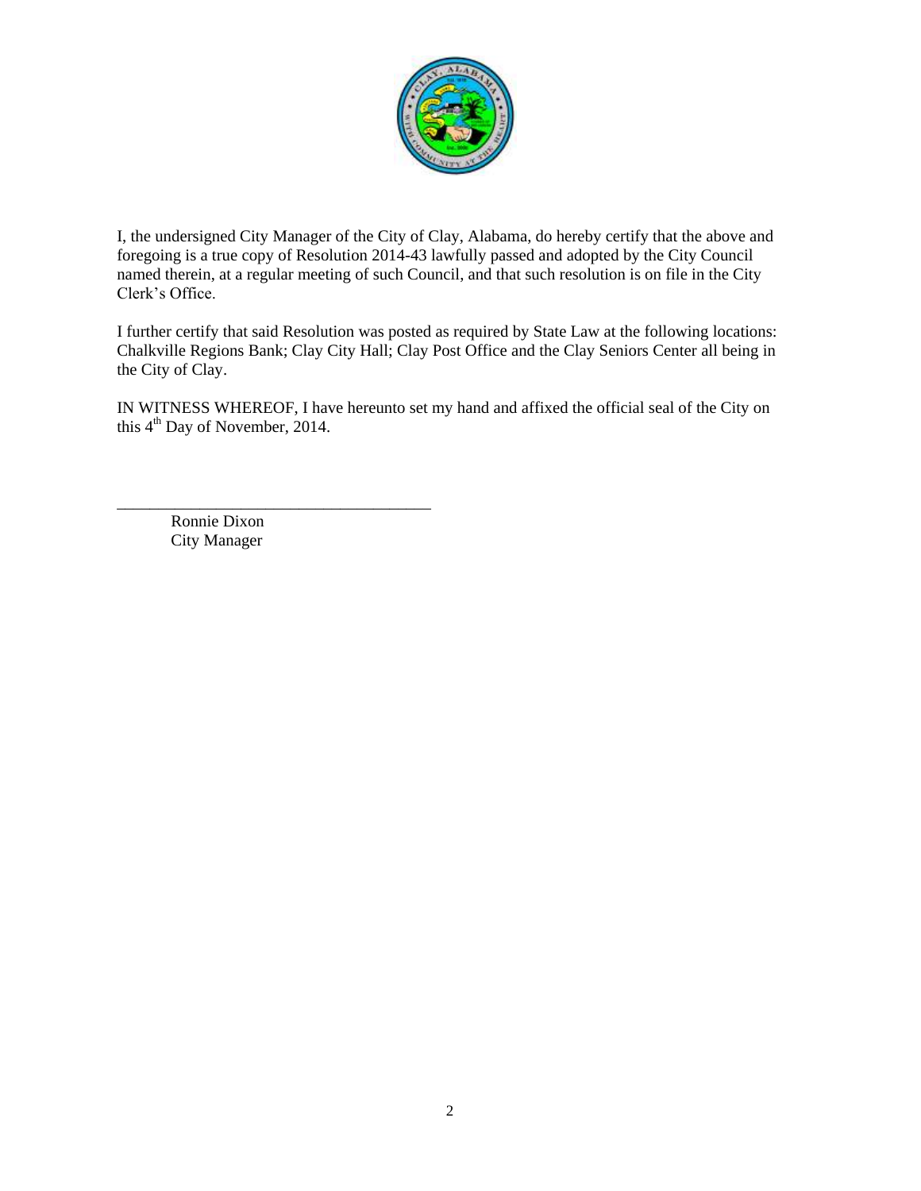I, the undersigned City Manager of the City of Clay, Alabama, do hereby certify that the above and foregoing is a true copy of Resolution 2014-43 lawfully passed and adopted by the City Council named therein, at a regular meeting of such Council, and that such resolution is on file in the City Clerk's Office.

I further certify that said Resolution was posted as required by State Law at the following locations: Chalkville Regions Bank; Clay City Hall; Clay Post Office and the Clay Seniors Center all being in the City of Clay.

IN WITNESS WHEREOF, I have hereunto set my hand and affixed the official seal of the City on this 4th Day of November, 2014.

\_\_\_\_\_\_\_\_\_\_\_\_\_\_\_\_\_\_\_\_\_\_\_\_\_\_\_\_\_\_\_\_\_\_\_\_\_\_\_\_

Ronnie Dixon
City Manager